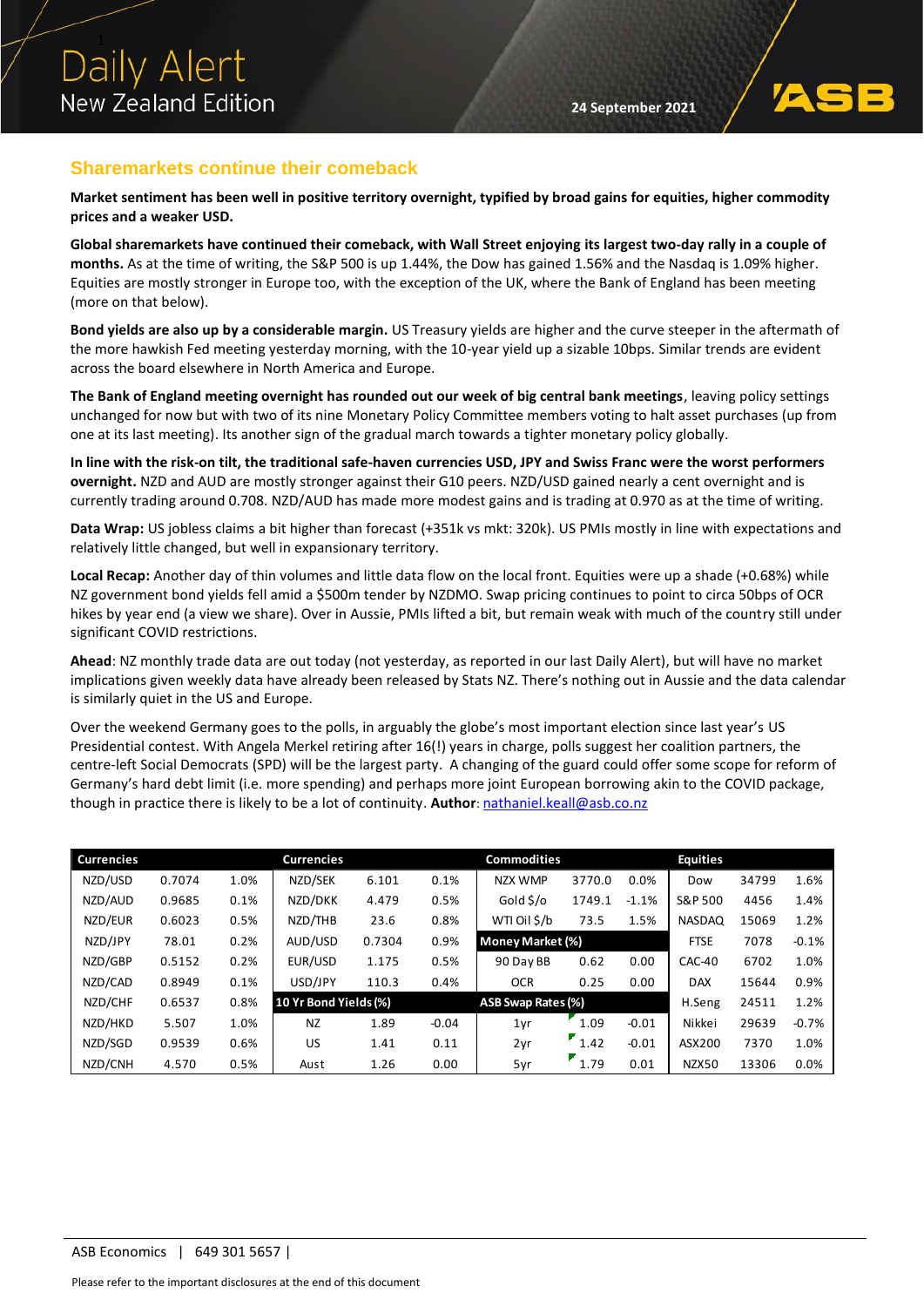# Daily Alert
New Zealand Edition

24 September 2021

## Sharemarkets continue their comeback

**Market sentiment has been well in positive territory overnight, typified by broad gains for equities, higher commodity prices and a weaker USD.**

**Global sharemarkets have continued their comeback, with Wall Street enjoying its largest two-day rally in a couple of months.** As at the time of writing, the S&P 500 is up 1.44%, the Dow has gained 1.56% and the Nasdaq is 1.09% higher. Equities are mostly stronger in Europe too, with the exception of the UK, where the Bank of England has been meeting (more on that below).

**Bond yields are also up by a considerable margin.** US Treasury yields are higher and the curve steeper in the aftermath of the more hawkish Fed meeting yesterday morning, with the 10-year yield up a sizable 10bps. Similar trends are evident across the board elsewhere in North America and Europe.

**The Bank of England meeting overnight has rounded out our week of big central bank meetings**, leaving policy settings unchanged for now but with two of its nine Monetary Policy Committee members voting to halt asset purchases (up from one at its last meeting). Its another sign of the gradual march towards a tighter monetary policy globally.

**In line with the risk-on tilt, the traditional safe-haven currencies USD, JPY and Swiss Franc were the worst performers overnight.** NZD and AUD are mostly stronger against their G10 peers. NZD/USD gained nearly a cent overnight and is currently trading around 0.708. NZD/AUD has made more modest gains and is trading at 0.970 as at the time of writing.

**Data Wrap:** US jobless claims a bit higher than forecast (+351k vs mkt: 320k). US PMIs mostly in line with expectations and relatively little changed, but well in expansionary territory.

**Local Recap:** Another day of thin volumes and little data flow on the local front. Equities were up a shade (+0.68%) while NZ government bond yields fell amid a $500m tender by NZDMO. Swap pricing continues to point to circa 50bps of OCR hikes by year end (a view we share). Over in Aussie, PMIs lifted a bit, but remain weak with much of the country still under significant COVID restrictions.

**Ahead**: NZ monthly trade data are out today (not yesterday, as reported in our last Daily Alert), but will have no market implications given weekly data have already been released by Stats NZ. There's nothing out in Aussie and the data calendar is similarly quiet in the US and Europe.

Over the weekend Germany goes to the polls, in arguably the globe's most important election since last year's US Presidential contest. With Angela Merkel retiring after 16(!) years in charge, polls suggest her coalition partners, the centre-left Social Democrats (SPD) will be the largest party. A changing of the guard could offer some scope for reform of Germany's hard debt limit (i.e. more spending) and perhaps more joint European borrowing akin to the COVID package, though in practice there is likely to be a lot of continuity. **Author**: nathaniel.keall@asb.co.nz

| Currencies | | | Currencies | | | Commodities | | | Equities | | |
|---|---|---|---|---|---|---|---|---|---|---|---|
| NZD/USD | 0.7074 | 1.0% | NZD/SEK | 6.101 | 0.1% | NZX WMP | 3770.0 | 0.0% | Dow | 34799 | 1.6% |
| NZD/AUD | 0.9685 | 0.1% | NZD/DKK | 4.479 | 0.5% | Gold $/o | 1749.1 | -1.1% | S&P 500 | 4456 | 1.4% |
| NZD/EUR | 0.6023 | 0.5% | NZD/THB | 23.6 | 0.8% | WTI Oil $/b | 73.5 | 1.5% | NASDAQ | 15069 | 1.2% |
| NZD/JPY | 78.01 | 0.2% | AUD/USD | 0.7304 | 0.9% | **Money Market (%)** | | | FTSE | 7078 | -0.1% |
| NZD/GBP | 0.5152 | 0.2% | EUR/USD | 1.175 | 0.5% | 90 Day BB | 0.62 | 0.00 | CAC-40 | 6702 | 1.0% |
| NZD/CAD | 0.8949 | 0.1% | USD/JPY | 110.3 | 0.4% | OCR | 0.25 | 0.00 | DAX | 15644 | 0.9% |
| NZD/CHF | 0.6537 | 0.8% | **10 Yr Bond Yields (%)** | | | **ASB Swap Rates (%)** | | | H.Seng | 24511 | 1.2% |
| NZD/HKD | 5.507 | 1.0% | NZ | 1.89 | -0.04 | 1yr | 1.09 | -0.01 | Nikkei | 29639 | -0.7% |
| NZD/SGD | 0.9539 | 0.6% | US | 1.41 | 0.11 | 2yr | 1.42 | -0.01 | ASX200 | 7370 | 1.0% |
| NZD/CNH | 4.570 | 0.5% | Aust | 1.26 | 0.00 | 5yr | 1.79 | 0.01 | NZX50 | 13306 | 0.0% |

ASB Economics | 649 301 5657 |

Please refer to the important disclosures at the end of this document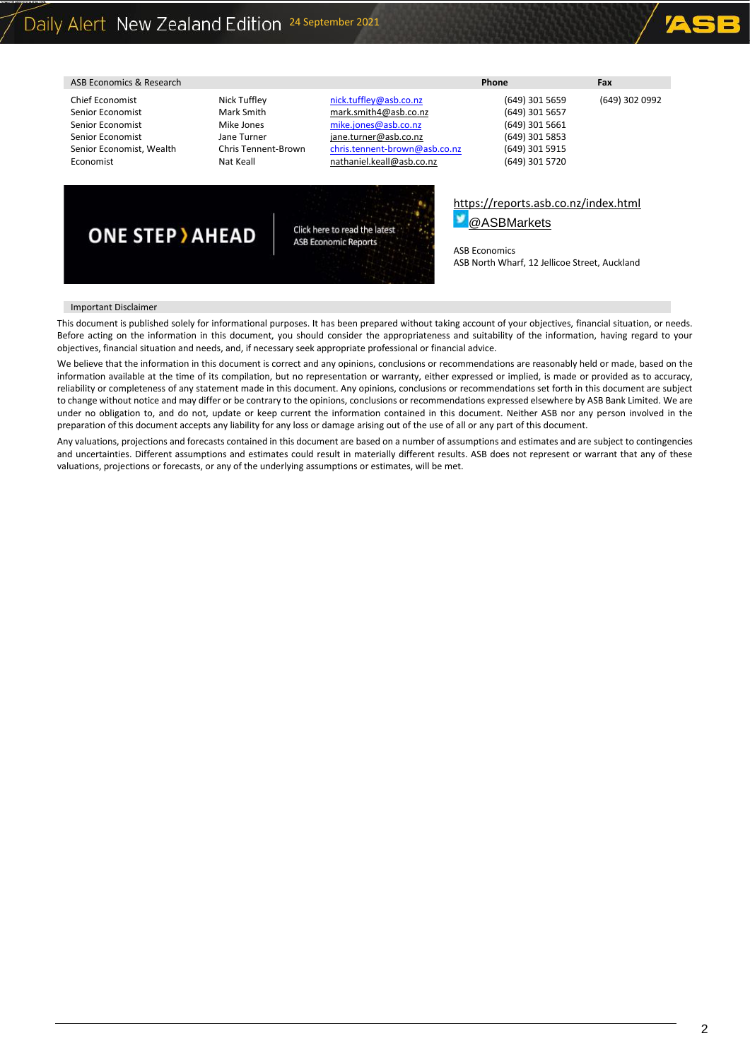| ASB Economics & Research | | | Phone | Fax |
|---|---|---|---|---|
| Chief Economist | Nick Tuffley | nick.tuffley@asb.co.nz | (649) 301 5659 | (649) 302 0992 |
| Senior Economist | Mark Smith | mark.smith4@asb.co.nz | (649) 301 5657 | |
| Senior Economist | Mike Jones | mike.jones@asb.co.nz | (649) 301 5661 | |
| Senior Economist | Jane Turner | jane.turner@asb.co.nz | (649) 301 5853 | |
| Senior Economist, Wealth | Chris Tennent-Brown | chris.tennent-brown@asb.co.nz | (649) 301 5915 | |
| Economist | Nat Keall | nathaniel.keall@asb.co.nz | (649) 301 5720 | |

ONE STEP ❯ AHEAD

Click here to read the latest ASB Economic Reports

https://reports.asb.co.nz/index.html

@ASBMarkets

ASB Economics
ASB North Wharf, 12 Jellicoe Street, Auckland

## Important Disclaimer

This document is published solely for informational purposes. It has been prepared without taking account of your objectives, financial situation, or needs. Before acting on the information in this document, you should consider the appropriateness and suitability of the information, having regard to your objectives, financial situation and needs, and, if necessary seek appropriate professional or financial advice.

We believe that the information in this document is correct and any opinions, conclusions or recommendations are reasonably held or made, based on the information available at the time of its compilation, but no representation or warranty, either expressed or implied, is made or provided as to accuracy, reliability or completeness of any statement made in this document. Any opinions, conclusions or recommendations set forth in this document are subject to change without notice and may differ or be contrary to the opinions, conclusions or recommendations expressed elsewhere by ASB Bank Limited. We are under no obligation to, and do not, update or keep current the information contained in this document. Neither ASB nor any person involved in the preparation of this document accepts any liability for any loss or damage arising out of the use of all or any part of this document.

Any valuations, projections and forecasts contained in this document are based on a number of assumptions and estimates and are subject to contingencies and uncertainties. Different assumptions and estimates could result in materially different results. ASB does not represent or warrant that any of these valuations, projections or forecasts, or any of the underlying assumptions or estimates, will be met.